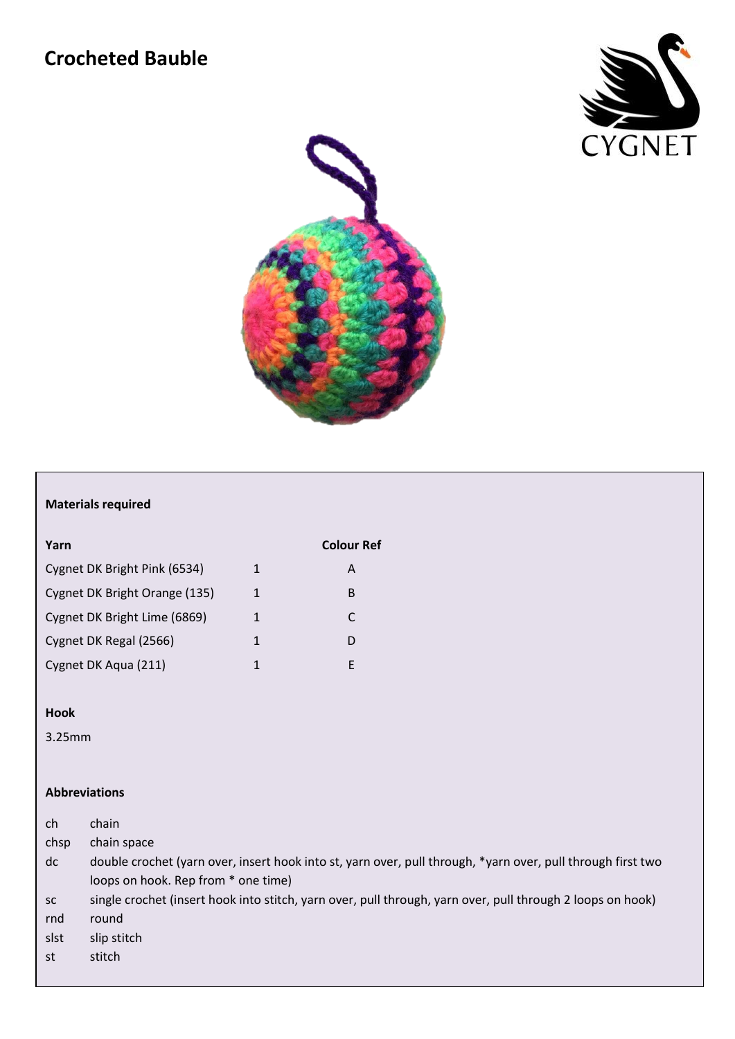# Crocheted Bauble

## Materials required

| Yarn | | Colour Ref |
|---|---|---|
| Cygnet DK Bright Pink (6534) | 1 | A |
| Cygnet DK Bright Orange (135) | 1 | B |
| Cygnet DK Bright Lime (6869) | 1 | C |
| Cygnet DK Regal (2566) | 1 | D |
| Cygnet DK Aqua (211) | 1 | E |

## Hook

3.25mm

## Abbreviations

| | |
|---|---|
| ch | chain |
| chsp | chain space |
| dc | double crochet (yarn over, insert hook into st, yarn over, pull through, *yarn over, pull through first two loops on hook. Rep from * one time) |
| sc | single crochet (insert hook into stitch, yarn over, pull through, yarn over, pull through 2 loops on hook) |
| rnd | round |
| slst | slip stitch |
| st | stitch |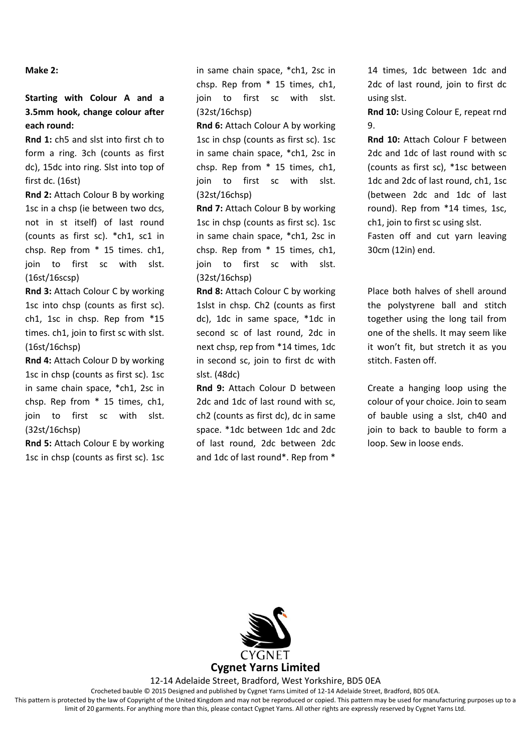**Make 2:**

**Starting with Colour A and a 3.5mm hook, change colour after each round:**

**Rnd 1:** ch5 and slst into first ch to form a ring. 3ch (counts as first dc), 15dc into ring. Slst into top of first dc. (16st)

**Rnd 2:** Attach Colour B by working 1sc in a chsp (ie between two dcs, not in st itself) of last round (counts as first sc). *ch1, sc1 in chsp. Rep from * 15 times. ch1, join to first sc with slst. (16st/16scsp)

**Rnd 3:** Attach Colour C by working 1sc into chsp (counts as first sc). ch1, 1sc in chsp. Rep from *15 times. ch1, join to first sc with slst. (16st/16chsp)

**Rnd 4:** Attach Colour D by working 1sc in chsp (counts as first sc). 1sc in same chain space, *ch1, 2sc in chsp. Rep from * 15 times, ch1, join to first sc with slst. (32st/16chsp)

**Rnd 5:** Attach Colour E by working 1sc in chsp (counts as first sc). 1sc in same chain space, *ch1, 2sc in chsp. Rep from * 15 times, ch1, join to first sc with slst. (32st/16chsp)

**Rnd 6:** Attach Colour A by working 1sc in chsp (counts as first sc). 1sc in same chain space, *ch1, 2sc in chsp. Rep from * 15 times, ch1, join to first sc with slst. (32st/16chsp)

**Rnd 7:** Attach Colour B by working 1sc in chsp (counts as first sc). 1sc in same chain space, *ch1, 2sc in chsp. Rep from * 15 times, ch1, join to first sc with slst. (32st/16chsp)

**Rnd 8:** Attach Colour C by working 1slst in chsp. Ch2 (counts as first dc), 1dc in same space, *1dc in second sc of last round, 2dc in next chsp, rep from *14 times, 1dc in second sc, join to first dc with slst. (48dc)

**Rnd 9:** Attach Colour D between 2dc and 1dc of last round with sc, ch2 (counts as first dc), dc in same space. *1dc between 1dc and 2dc of last round, 2dc between 2dc and 1dc of last round*. Rep from * 14 times, 1dc between 1dc and 2dc of last round, join to first dc using slst.

**Rnd 10:** Using Colour E, repeat rnd 9.

**Rnd 10:** Attach Colour F between 2dc and 1dc of last round with sc (counts as first sc), *1sc between 1dc and 2dc of last round, ch1, 1sc (between 2dc and 1dc of last round). Rep from *14 times, 1sc, ch1, join to first sc using slst.

Fasten off and cut yarn leaving 30cm (12in) end.

Place both halves of shell around the polystyrene ball and stitch together using the long tail from one of the shells. It may seem like it won't fit, but stretch it as you stitch. Fasten off.

Create a hanging loop using the colour of your choice. Join to seam of bauble using a slst, ch40 and join to back to bauble to form a loop. Sew in loose ends.

CYGNET

**Cygnet Yarns Limited**

12-14 Adelaide Street, Bradford, West Yorkshire, BD5 0EA

Crocheted bauble © 2015 Designed and published by Cygnet Yarns Limited of 12-14 Adelaide Street, Bradford, BD5 0EA.
This pattern is protected by the law of Copyright of the United Kingdom and may not be reproduced or copied. This pattern may be used for manufacturing purposes up to a limit of 20 garments. For anything more than this, please contact Cygnet Yarns. All other rights are expressly reserved by Cygnet Yarns Ltd.